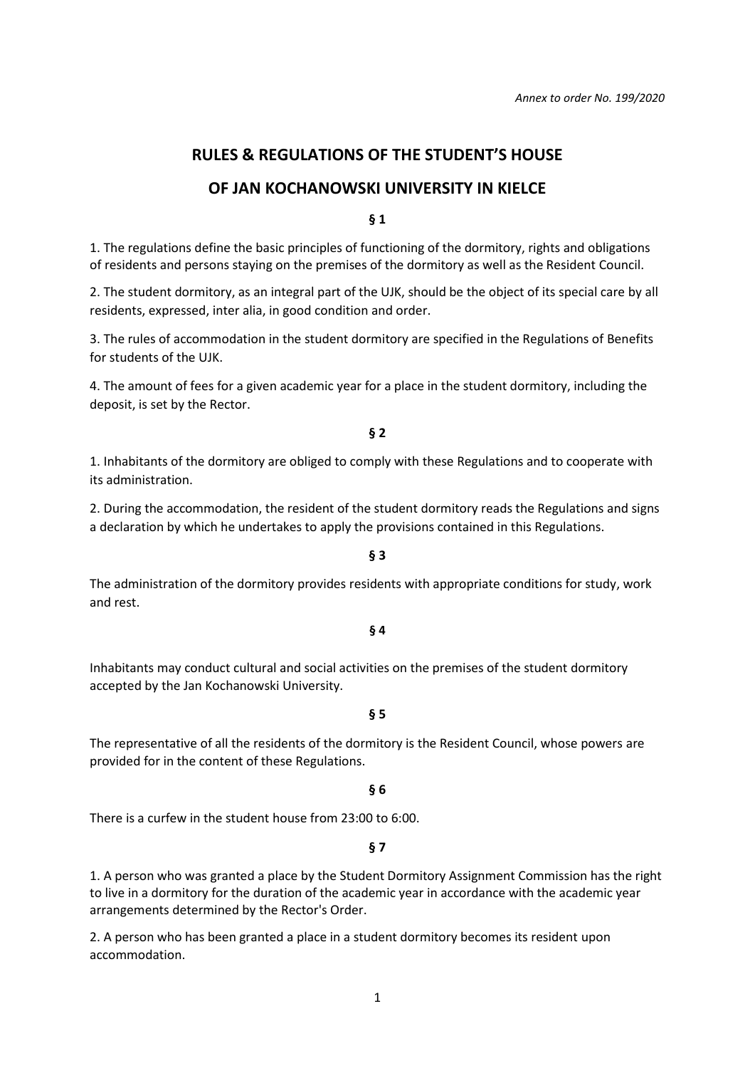*Annex to order No. 199/2020*

# RULES & REGULATIONS OF THE STUDENT'S HOUSE OF JAN KOCHANOWSKI UNIVERSITY IN KIELCE

**§ 1**

1. The regulations define the basic principles of functioning of the dormitory, rights and obligations of residents and persons staying on the premises of the dormitory as well as the Resident Council.

2. The student dormitory, as an integral part of the UJK, should be the object of its special care by all residents, expressed, inter alia, in good condition and order.

3. The rules of accommodation in the student dormitory are specified in the Regulations of Benefits for students of the UJK.

4. The amount of fees for a given academic year for a place in the student dormitory, including the deposit, is set by the Rector.

**§ 2**

1. Inhabitants of the dormitory are obliged to comply with these Regulations and to cooperate with its administration.

2. During the accommodation, the resident of the student dormitory reads the Regulations and signs a declaration by which he undertakes to apply the provisions contained in this Regulations.

**§ 3**

The administration of the dormitory provides residents with appropriate conditions for study, work and rest.

**§ 4**

Inhabitants may conduct cultural and social activities on the premises of the student dormitory accepted by the Jan Kochanowski University.

**§ 5**

The representative of all the residents of the dormitory is the Resident Council, whose powers are provided for in the content of these Regulations.

**§ 6**

There is a curfew in the student house from 23:00 to 6:00.

**§ 7**

1. A person who was granted a place by the Student Dormitory Assignment Commission has the right to live in a dormitory for the duration of the academic year in accordance with the academic year arrangements determined by the Rector's Order.

2. A person who has been granted a place in a student dormitory becomes its resident upon accommodation.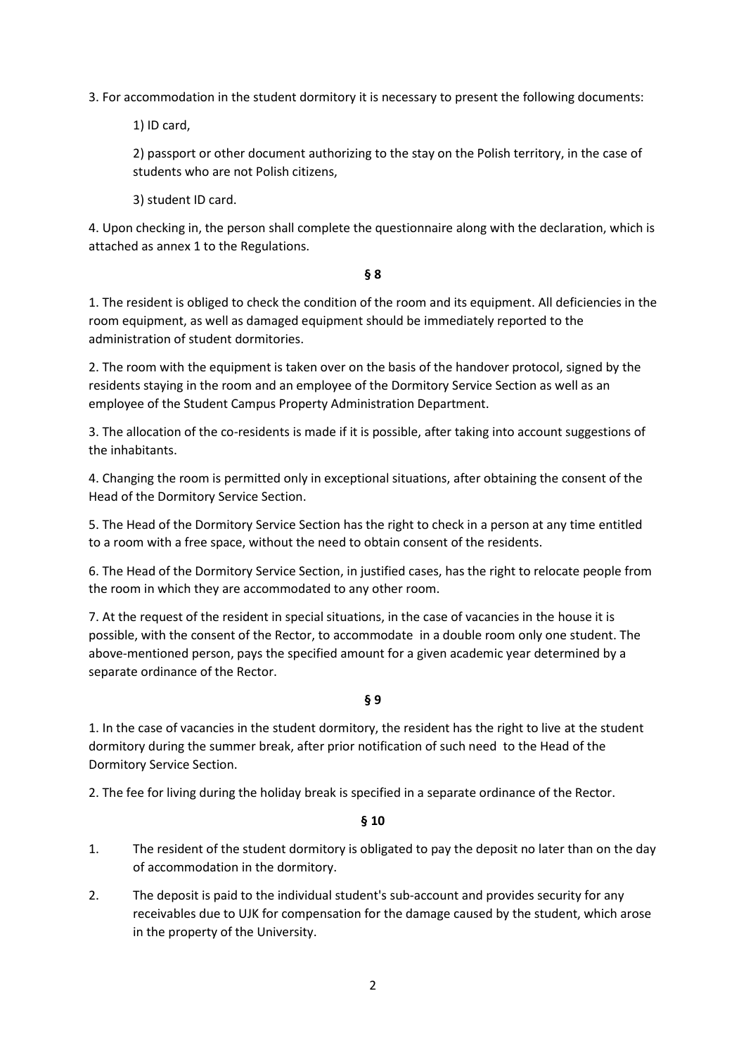3. For accommodation in the student dormitory it is necessary to present the following documents:

1) ID card,

2) passport or other document authorizing to the stay on the Polish territory, in the case of students who are not Polish citizens,

3) student ID card.

4. Upon checking in, the person shall complete the questionnaire along with the declaration, which is attached as annex 1 to the Regulations.

**§ 8**

1. The resident is obliged to check the condition of the room and its equipment. All deficiencies in the room equipment, as well as damaged equipment should be immediately reported to the administration of student dormitories.

2. The room with the equipment is taken over on the basis of the handover protocol, signed by the residents staying in the room and an employee of the Dormitory Service Section as well as an employee of the Student Campus Property Administration Department.

3. The allocation of the co-residents is made if it is possible, after taking into account suggestions of the inhabitants.

4. Changing the room is permitted only in exceptional situations, after obtaining the consent of the Head of the Dormitory Service Section.

5. The Head of the Dormitory Service Section has the right to check in a person at any time entitled to a room with a free space, without the need to obtain consent of the residents.

6. The Head of the Dormitory Service Section, in justified cases, has the right to relocate people from the room in which they are accommodated to any other room.

7. At the request of the resident in special situations, in the case of vacancies in the house it is possible, with the consent of the Rector, to accommodate in a double room only one student. The above-mentioned person, pays the specified amount for a given academic year determined by a separate ordinance of the Rector.

**§ 9**

1. In the case of vacancies in the student dormitory, the resident has the right to live at the student dormitory during the summer break, after prior notification of such need to the Head of the Dormitory Service Section.

2. The fee for living during the holiday break is specified in a separate ordinance of the Rector.

**§ 10**

1. The resident of the student dormitory is obligated to pay the deposit no later than on the day of accommodation in the dormitory.

2. The deposit is paid to the individual student's sub-account and provides security for any receivables due to UJK for compensation for the damage caused by the student, which arose in the property of the University.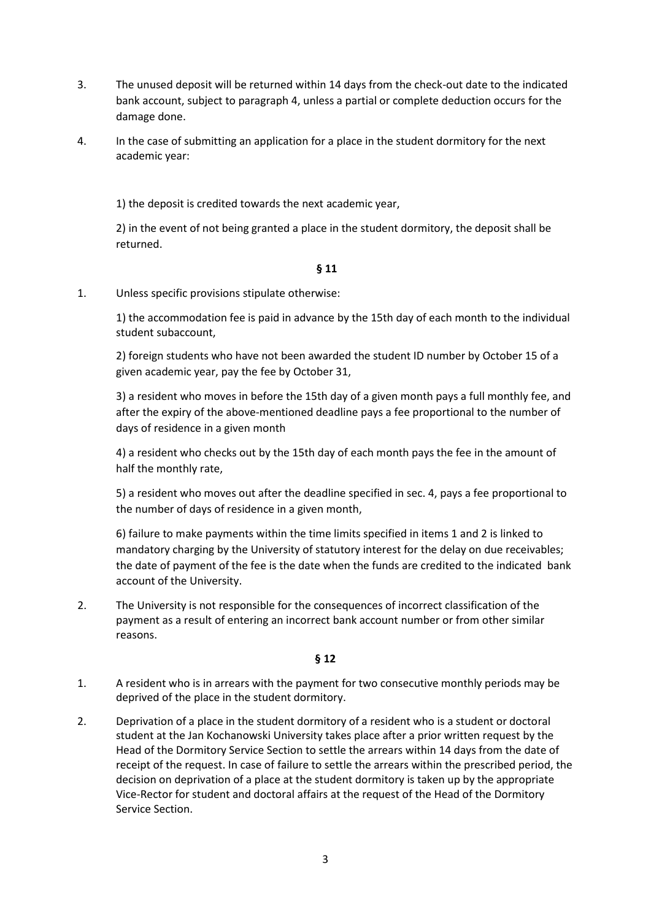3. The unused deposit will be returned within 14 days from the check-out date to the indicated bank account, subject to paragraph 4, unless a partial or complete deduction occurs for the damage done.

4. In the case of submitting an application for a place in the student dormitory for the next academic year:

   1) the deposit is credited towards the next academic year,

   2) in the event of not being granted a place in the student dormitory, the deposit shall be returned.

**§ 11**

1. Unless specific provisions stipulate otherwise:

   1) the accommodation fee is paid in advance by the 15th day of each month to the individual student subaccount,

   2) foreign students who have not been awarded the student ID number by October 15 of a given academic year, pay the fee by October 31,

   3) a resident who moves in before the 15th day of a given month pays a full monthly fee, and after the expiry of the above-mentioned deadline pays a fee proportional to the number of days of residence in a given month

   4) a resident who checks out by the 15th day of each month pays the fee in the amount of half the monthly rate,

   5) a resident who moves out after the deadline specified in sec. 4, pays a fee proportional to the number of days of residence in a given month,

   6) failure to make payments within the time limits specified in items 1 and 2 is linked to mandatory charging by the University of statutory interest for the delay on due receivables; the date of payment of the fee is the date when the funds are credited to the indicated bank account of the University.

2. The University is not responsible for the consequences of incorrect classification of the payment as a result of entering an incorrect bank account number or from other similar reasons.

**§ 12**

1. A resident who is in arrears with the payment for two consecutive monthly periods may be deprived of the place in the student dormitory.

2. Deprivation of a place in the student dormitory of a resident who is a student or doctoral student at the Jan Kochanowski University takes place after a prior written request by the Head of the Dormitory Service Section to settle the arrears within 14 days from the date of receipt of the request. In case of failure to settle the arrears within the prescribed period, the decision on deprivation of a place at the student dormitory is taken up by the appropriate Vice-Rector for student and doctoral affairs at the request of the Head of the Dormitory Service Section.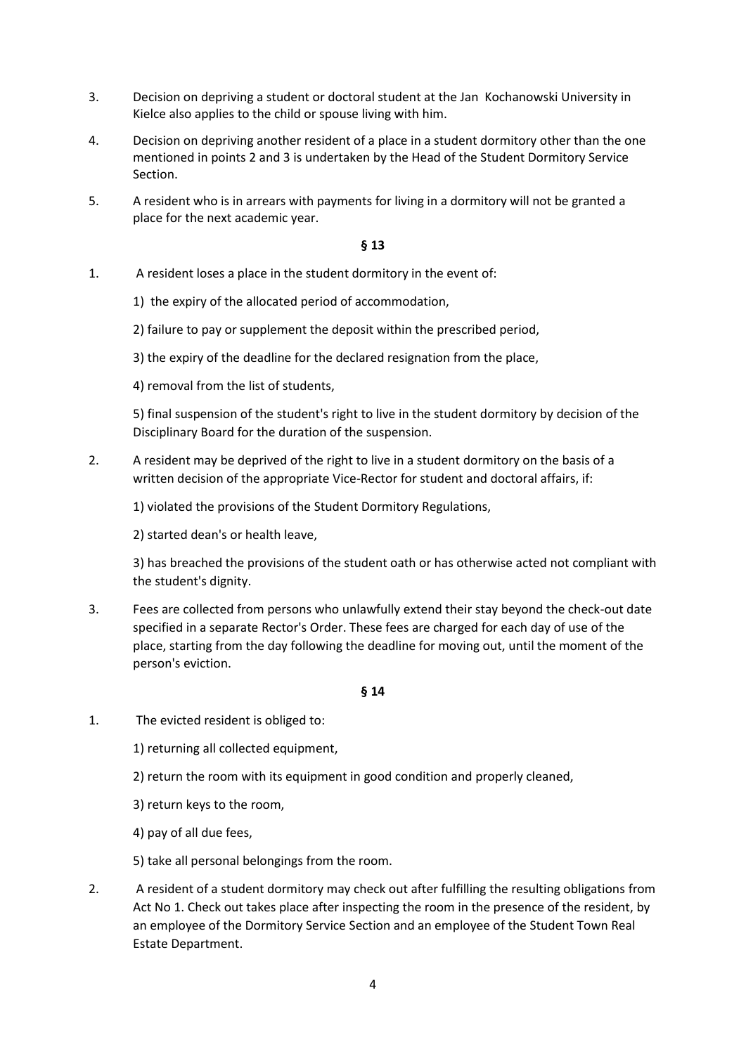3. Decision on depriving a student or doctoral student at the Jan  Kochanowski University in Kielce also applies to the child or spouse living with him.

4. Decision on depriving another resident of a place in a student dormitory other than the one mentioned in points 2 and 3 is undertaken by the Head of the Student Dormitory Service Section.

5. A resident who is in arrears with payments for living in a dormitory will not be granted a place for the next academic year.

**§ 13**

1. A resident loses a place in the student dormitory in the event of:

   1) the expiry of the allocated period of accommodation,

   2) failure to pay or supplement the deposit within the prescribed period,

   3) the expiry of the deadline for the declared resignation from the place,

   4) removal from the list of students,

   5) final suspension of the student's right to live in the student dormitory by decision of the Disciplinary Board for the duration of the suspension.

2. A resident may be deprived of the right to live in a student dormitory on the basis of a written decision of the appropriate Vice-Rector for student and doctoral affairs, if:

   1) violated the provisions of the Student Dormitory Regulations,

   2) started dean's or health leave,

   3) has breached the provisions of the student oath or has otherwise acted not compliant with the student's dignity.

3. Fees are collected from persons who unlawfully extend their stay beyond the check-out date specified in a separate Rector's Order. These fees are charged for each day of use of the place, starting from the day following the deadline for moving out, until the moment of the person's eviction.

**§ 14**

1. The evicted resident is obliged to:

   1) returning all collected equipment,

   2) return the room with its equipment in good condition and properly cleaned,

   3) return keys to the room,

   4) pay of all due fees,

   5) take all personal belongings from the room.

2. A resident of a student dormitory may check out after fulfilling the resulting obligations from Act No 1. Check out takes place after inspecting the room in the presence of the resident, by an employee of the Dormitory Service Section and an employee of the Student Town Real Estate Department.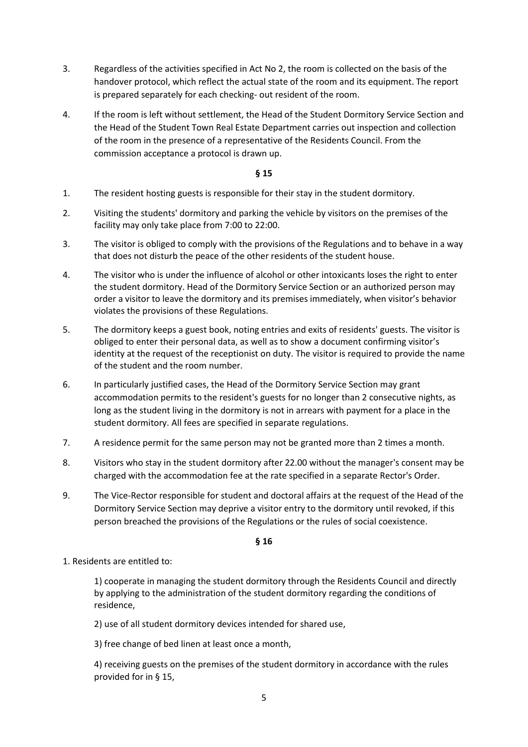3. Regardless of the activities specified in Act No 2, the room is collected on the basis of the handover protocol, which reflect the actual state of the room and its equipment. The report is prepared separately for each checking- out resident of the room.

4. If the room is left without settlement, the Head of the Student Dormitory Service Section and the Head of the Student Town Real Estate Department carries out inspection and collection of the room in the presence of a representative of the Residents Council. From the commission acceptance a protocol is drawn up.

**§ 15**

1. The resident hosting guests is responsible for their stay in the student dormitory.

2. Visiting the students' dormitory and parking the vehicle by visitors on the premises of the facility may only take place from 7:00 to 22:00.

3. The visitor is obliged to comply with the provisions of the Regulations and to behave in a way that does not disturb the peace of the other residents of the student house.

4. The visitor who is under the influence of alcohol or other intoxicants loses the right to enter the student dormitory. Head of the Dormitory Service Section or an authorized person may order a visitor to leave the dormitory and its premises immediately, when visitor's behavior violates the provisions of these Regulations.

5. The dormitory keeps a guest book, noting entries and exits of residents' guests. The visitor is obliged to enter their personal data, as well as to show a document confirming visitor's identity at the request of the receptionist on duty. The visitor is required to provide the name of the student and the room number.

6. In particularly justified cases, the Head of the Dormitory Service Section may grant accommodation permits to the resident's guests for no longer than 2 consecutive nights, as long as the student living in the dormitory is not in arrears with payment for a place in the student dormitory. All fees are specified in separate regulations.

7. A residence permit for the same person may not be granted more than 2 times a month.

8. Visitors who stay in the student dormitory after 22.00 without the manager's consent may be charged with the accommodation fee at the rate specified in a separate Rector's Order.

9. The Vice-Rector responsible for student and doctoral affairs at the request of the Head of the Dormitory Service Section may deprive a visitor entry to the dormitory until revoked, if this person breached the provisions of the Regulations or the rules of social coexistence.

**§ 16**

1. Residents are entitled to:

   1) cooperate in managing the student dormitory through the Residents Council and directly by applying to the administration of the student dormitory regarding the conditions of residence,

   2) use of all student dormitory devices intended for shared use,

   3) free change of bed linen at least once a month,

   4) receiving guests on the premises of the student dormitory in accordance with the rules provided for in § 15,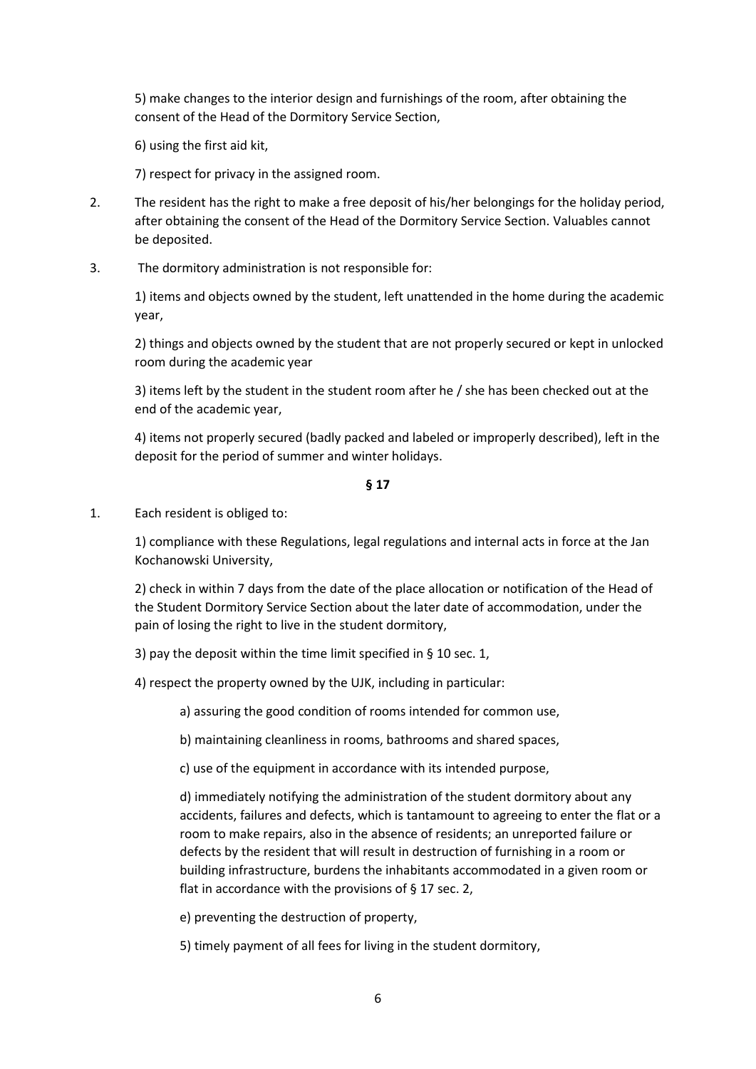5) make changes to the interior design and furnishings of the room, after obtaining the consent of the Head of the Dormitory Service Section,

6) using the first aid kit,

7) respect for privacy in the assigned room.

2. The resident has the right to make a free deposit of his/her belongings for the holiday period, after obtaining the consent of the Head of the Dormitory Service Section. Valuables cannot be deposited.

3. The dormitory administration is not responsible for:

   1) items and objects owned by the student, left unattended in the home during the academic year,

   2) things and objects owned by the student that are not properly secured or kept in unlocked room during the academic year

   3) items left by the student in the student room after he / she has been checked out at the end of the academic year,

   4) items not properly secured (badly packed and labeled or improperly described), left in the deposit for the period of summer and winter holidays.

**§ 17**

1. Each resident is obliged to:

   1) compliance with these Regulations, legal regulations and internal acts in force at the Jan Kochanowski University,

   2) check in within 7 days from the date of the place allocation or notification of the Head of the Student Dormitory Service Section about the later date of accommodation, under the pain of losing the right to live in the student dormitory,

   3) pay the deposit within the time limit specified in § 10 sec. 1,

   4) respect the property owned by the UJK, including in particular:

      a) assuring the good condition of rooms intended for common use,

      b) maintaining cleanliness in rooms, bathrooms and shared spaces,

      c) use of the equipment in accordance with its intended purpose,

      d) immediately notifying the administration of the student dormitory about any accidents, failures and defects, which is tantamount to agreeing to enter the flat or a room to make repairs, also in the absence of residents; an unreported failure or defects by the resident that will result in destruction of furnishing in a room or building infrastructure, burdens the inhabitants accommodated in a given room or flat in accordance with the provisions of § 17 sec. 2,

      e) preventing the destruction of property,

   5) timely payment of all fees for living in the student dormitory,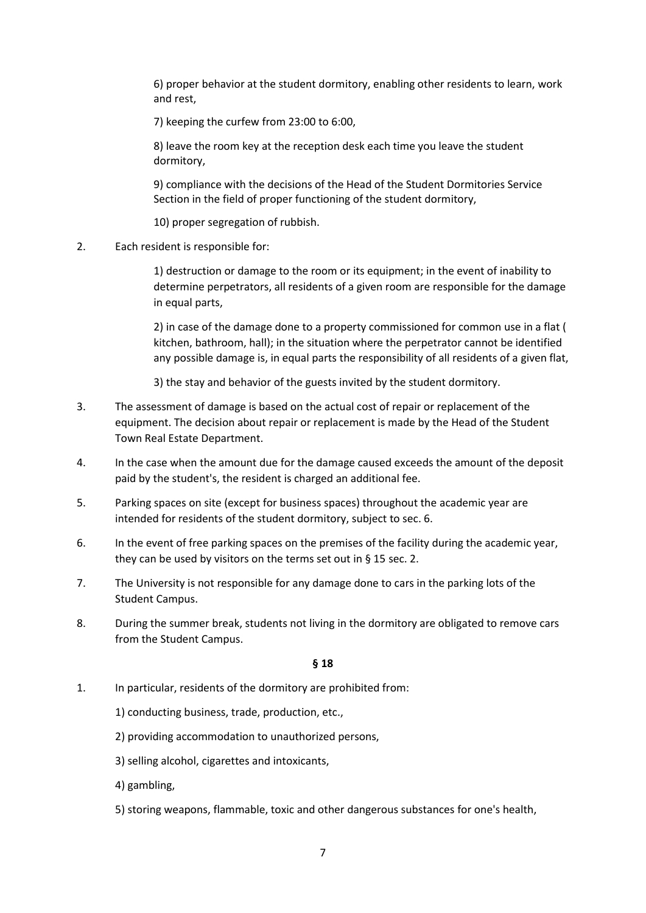6) proper behavior at the student dormitory, enabling other residents to learn, work and rest,

7) keeping the curfew from 23:00 to 6:00,

8) leave the room key at the reception desk each time you leave the student dormitory,

9) compliance with the decisions of the Head of the Student Dormitories Service Section in the field of proper functioning of the student dormitory,

10) proper segregation of rubbish.

2. Each resident is responsible for:

   1) destruction or damage to the room or its equipment; in the event of inability to determine perpetrators, all residents of a given room are responsible for the damage in equal parts,

   2) in case of the damage done to a property commissioned for common use in a flat ( kitchen, bathroom, hall); in the situation where the perpetrator cannot be identified any possible damage is, in equal parts the responsibility of all residents of a given flat,

   3) the stay and behavior of the guests invited by the student dormitory.

3. The assessment of damage is based on the actual cost of repair or replacement of the equipment. The decision about repair or replacement is made by the Head of the Student Town Real Estate Department.

4. In the case when the amount due for the damage caused exceeds the amount of the deposit paid by the student's, the resident is charged an additional fee.

5. Parking spaces on site (except for business spaces) throughout the academic year are intended for residents of the student dormitory, subject to sec. 6.

6. In the event of free parking spaces on the premises of the facility during the academic year, they can be used by visitors on the terms set out in § 15 sec. 2.

7. The University is not responsible for any damage done to cars in the parking lots of the Student Campus.

8. During the summer break, students not living in the dormitory are obligated to remove cars from the Student Campus.

**§ 18**

1. In particular, residents of the dormitory are prohibited from:

   1) conducting business, trade, production, etc.,

   2) providing accommodation to unauthorized persons,

   3) selling alcohol, cigarettes and intoxicants,

   4) gambling,

   5) storing weapons, flammable, toxic and other dangerous substances for one's health,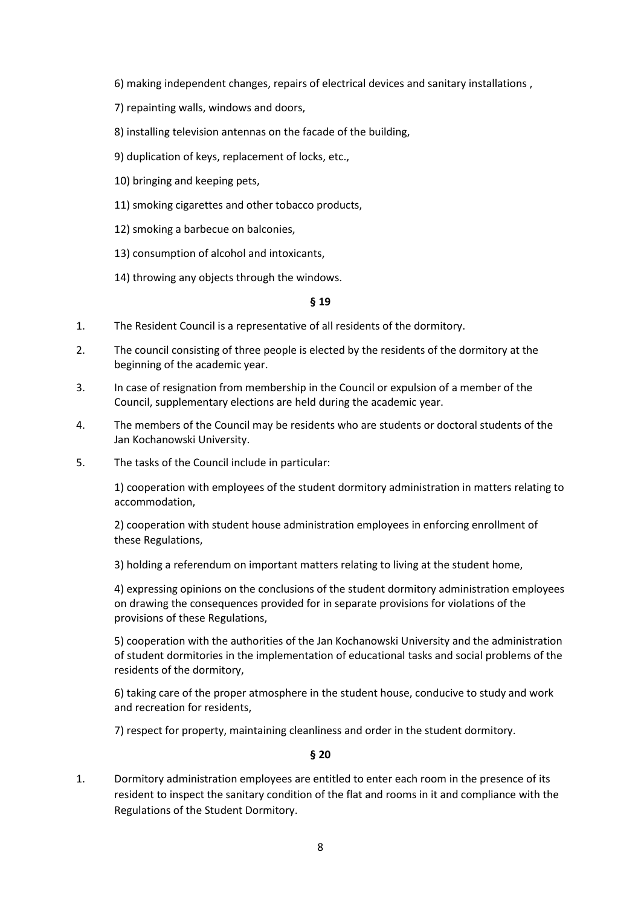6) making independent changes, repairs of electrical devices and sanitary installations ,

7) repainting walls, windows and doors,

8) installing television antennas on the facade of the building,

9) duplication of keys, replacement of locks, etc.,

10) bringing and keeping pets,

11) smoking cigarettes and other tobacco products,

12) smoking a barbecue on balconies,

13) consumption of alcohol and intoxicants,

14) throwing any objects through the windows.

**§ 19**

1. The Resident Council is a representative of all residents of the dormitory.
2. The council consisting of three people is elected by the residents of the dormitory at the beginning of the academic year.
3. In case of resignation from membership in the Council or expulsion of a member of the Council, supplementary elections are held during the academic year.
4. The members of the Council may be residents who are students or doctoral students of the Jan Kochanowski University.
5. The tasks of the Council include in particular:

   1) cooperation with employees of the student dormitory administration in matters relating to accommodation,

   2) cooperation with student house administration employees in enforcing enrollment of these Regulations,

   3) holding a referendum on important matters relating to living at the student home,

   4) expressing opinions on the conclusions of the student dormitory administration employees on drawing the consequences provided for in separate provisions for violations of the provisions of these Regulations,

   5) cooperation with the authorities of the Jan Kochanowski University and the administration of student dormitories in the implementation of educational tasks and social problems of the residents of the dormitory,

   6) taking care of the proper atmosphere in the student house, conducive to study and work and recreation for residents,

   7) respect for property, maintaining cleanliness and order in the student dormitory.

**§ 20**

1. Dormitory administration employees are entitled to enter each room in the presence of its resident to inspect the sanitary condition of the flat and rooms in it and compliance with the Regulations of the Student Dormitory.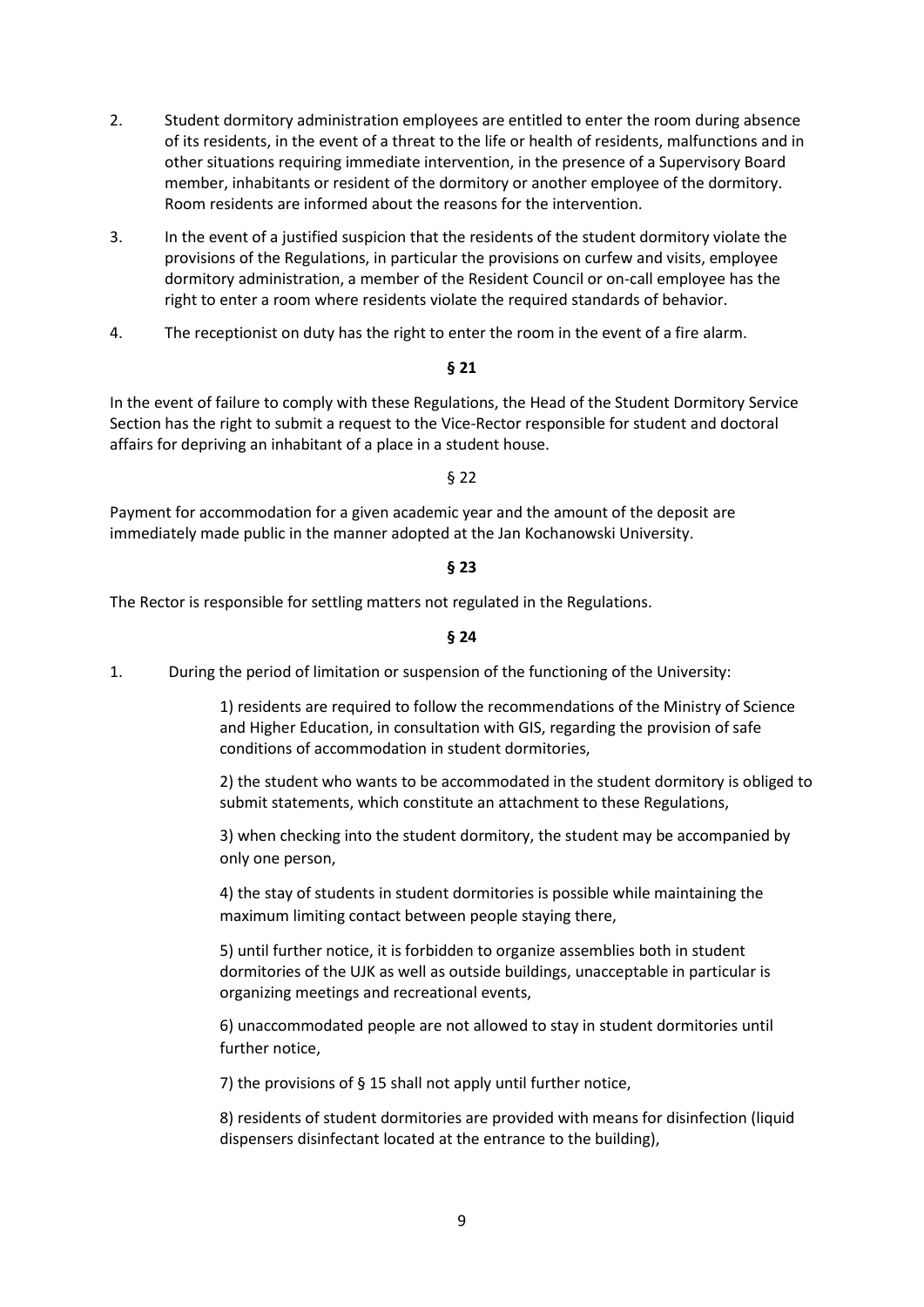2. Student dormitory administration employees are entitled to enter the room during absence of its residents, in the event of a threat to the life or health of residents, malfunctions and in other situations requiring immediate intervention, in the presence of a Supervisory Board member, inhabitants or resident of the dormitory or another employee of the dormitory. Room residents are informed about the reasons for the intervention.

3. In the event of a justified suspicion that the residents of the student dormitory violate the provisions of the Regulations, in particular the provisions on curfew and visits, employee dormitory administration, a member of the Resident Council or on-call employee has the right to enter a room where residents violate the required standards of behavior.

4. The receptionist on duty has the right to enter the room in the event of a fire alarm.

**§ 21**

In the event of failure to comply with these Regulations, the Head of the Student Dormitory Service Section has the right to submit a request to the Vice-Rector responsible for student and doctoral affairs for depriving an inhabitant of a place in a student house.

§ 22

Payment for accommodation for a given academic year and the amount of the deposit are immediately made public in the manner adopted at the Jan Kochanowski University.

**§ 23**

The Rector is responsible for settling matters not regulated in the Regulations.

**§ 24**

1. During the period of limitation or suspension of the functioning of the University:

   1) residents are required to follow the recommendations of the Ministry of Science and Higher Education, in consultation with GIS, regarding the provision of safe conditions of accommodation in student dormitories,

   2) the student who wants to be accommodated in the student dormitory is obliged to submit statements, which constitute an attachment to these Regulations,

   3) when checking into the student dormitory, the student may be accompanied by only one person,

   4) the stay of students in student dormitories is possible while maintaining the maximum limiting contact between people staying there,

   5) until further notice, it is forbidden to organize assemblies both in student dormitories of the UJK as well as outside buildings, unacceptable in particular is organizing meetings and recreational events,

   6) unaccommodated people are not allowed to stay in student dormitories until further notice,

   7) the provisions of § 15 shall not apply until further notice,

   8) residents of student dormitories are provided with means for disinfection (liquid dispensers disinfectant located at the entrance to the building),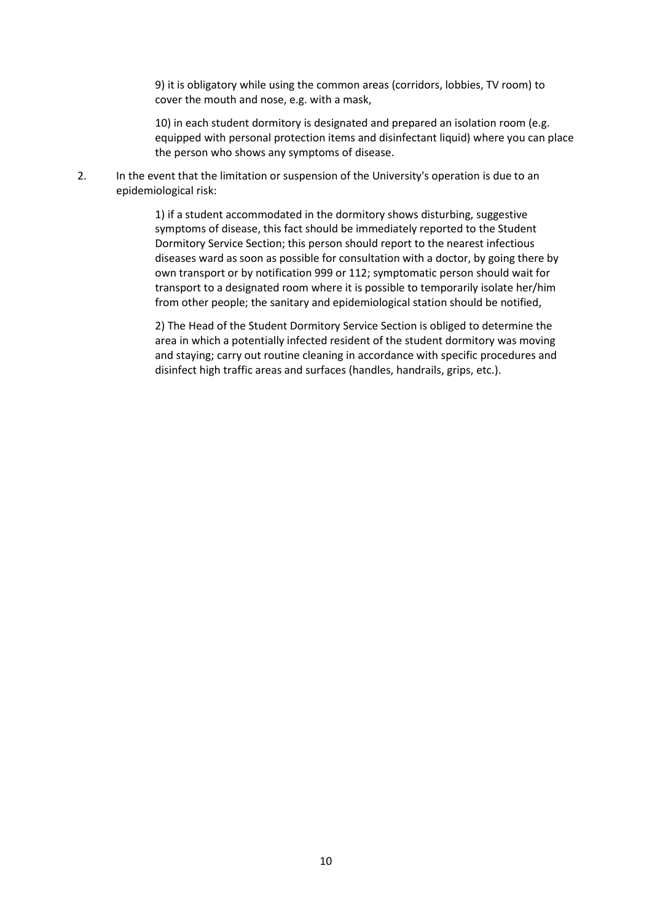9) it is obligatory while using the common areas (corridors, lobbies, TV room) to cover the mouth and nose, e.g. with a mask,

10) in each student dormitory is designated and prepared an isolation room (e.g. equipped with personal protection items and disinfectant liquid) where you can place the person who shows any symptoms of disease.

2. In the event that the limitation or suspension of the University's operation is due to an epidemiological risk:

   1) if a student accommodated in the dormitory shows disturbing, suggestive symptoms of disease, this fact should be immediately reported to the Student Dormitory Service Section; this person should report to the nearest infectious diseases ward as soon as possible for consultation with a doctor, by going there by own transport or by notification 999 or 112; symptomatic person should wait for transport to a designated room where it is possible to temporarily isolate her/him from other people; the sanitary and epidemiological station should be notified,

   2) The Head of the Student Dormitory Service Section is obliged to determine the area in which a potentially infected resident of the student dormitory was moving and staying; carry out routine cleaning in accordance with specific procedures and disinfect high traffic areas and surfaces (handles, handrails, grips, etc.).